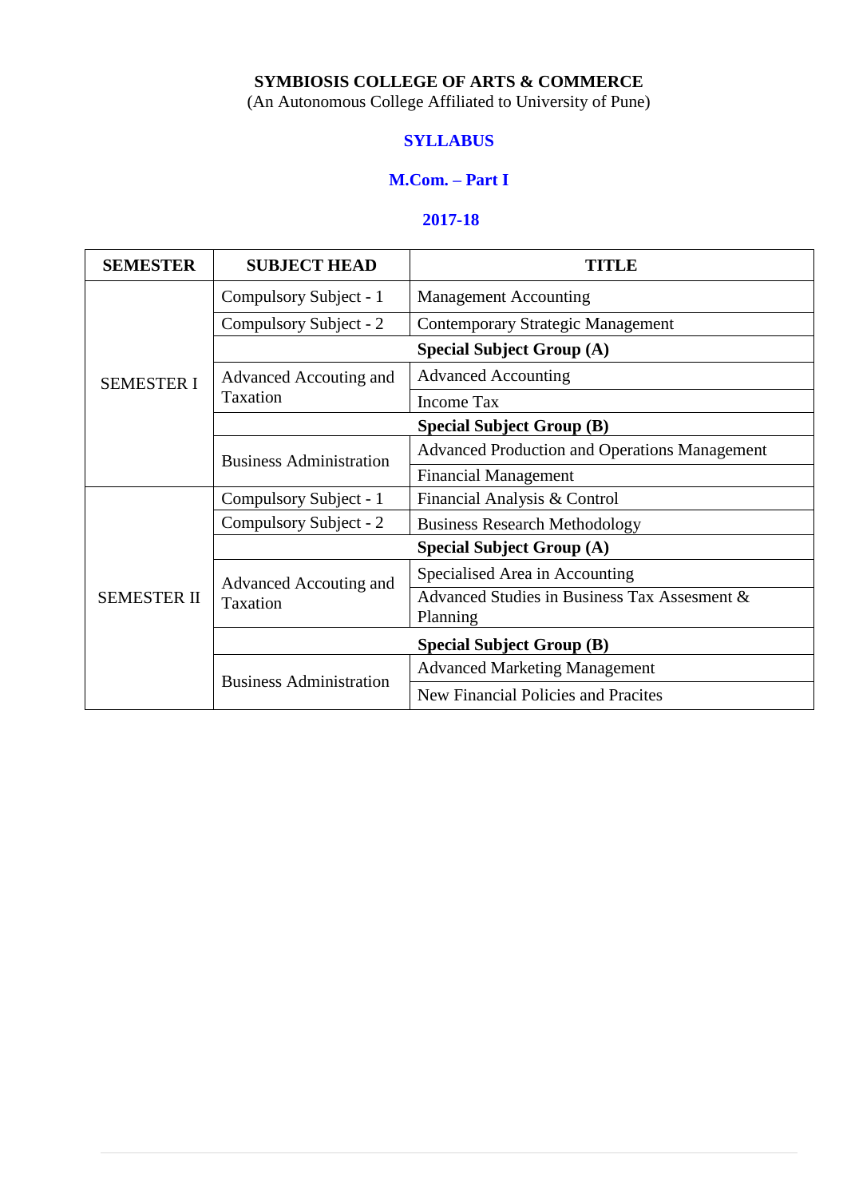**SYMBIOSIS COLLEGE OF ARTS & COMMERCE**

(An Autonomous College Affiliated to University of Pune)

## SYLLABUS

## M.Com. – Part I

## 2017-18

| SEMESTER | SUBJECT HEAD | TITLE |
|---|---|---|
| SEMESTER I | Compulsory Subject - 1 | Management Accounting |
| | Compulsory Subject - 2 | Contemporary Strategic Management |
| | | **Special Subject Group (A)** |
| | Advanced Accouting and Taxation | Advanced Accounting |
| | | Income Tax |
| | | **Special Subject Group (B)** |
| | Business Administration | Advanced Production and Operations Management |
| | | Financial Management |
| SEMESTER II | Compulsory Subject - 1 | Financial Analysis & Control |
| | Compulsory Subject - 2 | Business Research Methodology |
| | | **Special Subject Group (A)** |
| | Advanced Accouting and Taxation | Specialised Area in Accounting |
| | | Advanced Studies in Business Tax Assesment & Planning |
| | | **Special Subject Group (B)** |
| | Business Administration | Advanced Marketing Management |
| | | New Financial Policies and Pracites |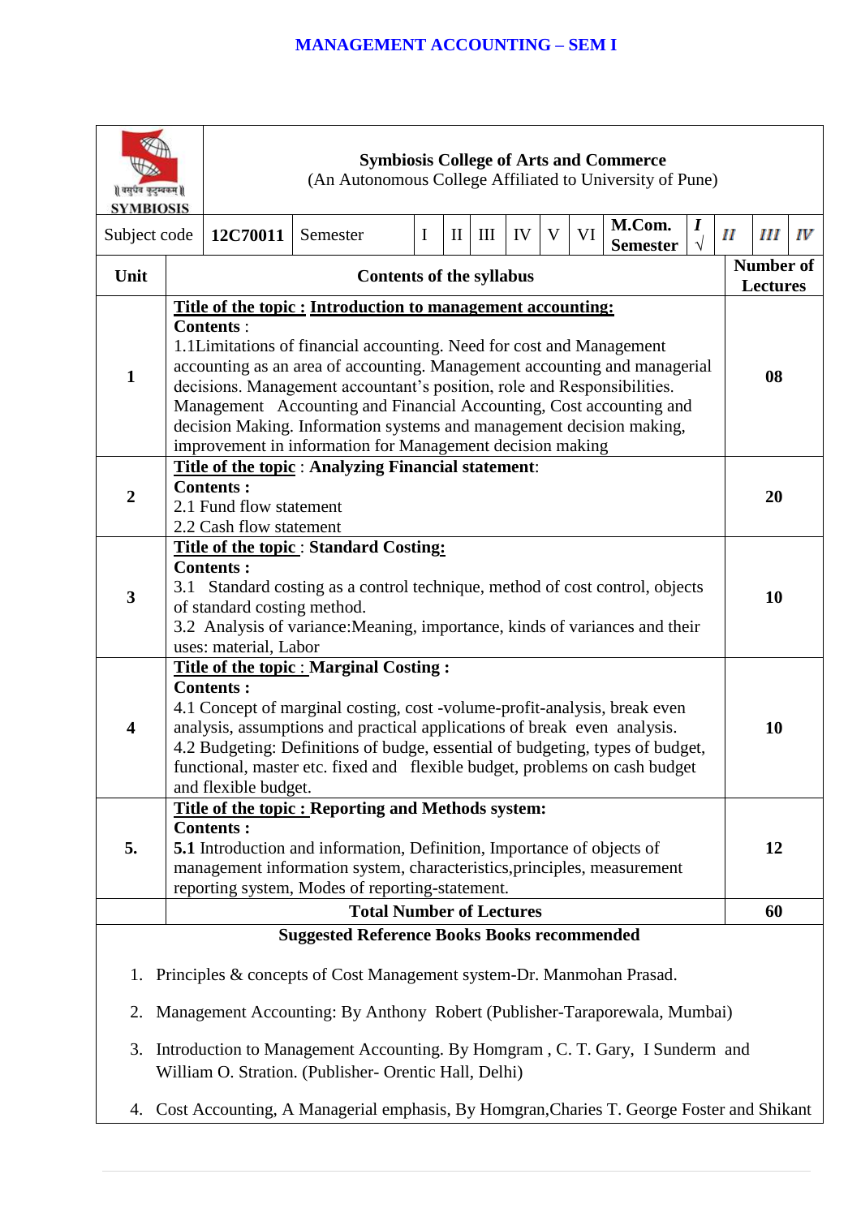**MANAGEMENT ACCOUNTING – SEM I**

| | **Symbiosis College of Arts and Commerce**<br>(An Autonomous College Affiliated to University of Pune) | | | | | | | | | | | | |
|---|---|---|---|---|---|---|---|---|---|---|---|---|---|
| SYMBIOSIS | | | | | | | | | | | | | |
| Subject code | **12C70011** | Semester | I | II | III | IV | V | VI | **M.Com. Semester** | *I* √ | *II* | *III* | *IV* |

| Unit | Contents of the syllabus | Number of Lectures |
|---|---|---|
| **1** | **Title of the topic : Introduction to management accounting:**<br>**Contents** :<br>1.1Limitations of financial accounting. Need for cost and Management accounting as an area of accounting. Management accounting and managerial decisions. Management accountant's position, role and Responsibilities. Management Accounting and Financial Accounting, Cost accounting and decision Making. Information systems and management decision making, improvement in information for Management decision making | **08** |
| **2** | **Title of the topic** : **Analyzing Financial statement**:<br>**Contents :**<br>2.1 Fund flow statement<br>2.2 Cash flow statement | **20** |
| **3** | **Title of the topic** : **Standard Costing:**<br>**Contents :**<br>3.1 Standard costing as a control technique, method of cost control, objects of standard costing method.<br>3.2 Analysis of variance:Meaning, importance, kinds of variances and their uses: material, Labor | **10** |
| **4** | **Title of the topic** : **Marginal Costing :**<br>**Contents :**<br>4.1 Concept of marginal costing, cost -volume-profit-analysis, break even analysis, assumptions and practical applications of break even analysis.<br>4.2 Budgeting: Definitions of budge, essential of budgeting, types of budget, functional, master etc. fixed and flexible budget, problems on cash budget and flexible budget. | **10** |
| **5.** | **Title of the topic : Reporting and Methods system:**<br>**Contents :**<br>**5.1** Introduction and information, Definition, Importance of objects of management information system, characteristics,principles, measurement reporting system, Modes of reporting-statement. | **12** |
| | **Total Number of Lectures** | **60** |

**Suggested Reference Books Books recommended**

1. Principles & concepts of Cost Management system-Dr. Manmohan Prasad.
2. Management Accounting: By Anthony Robert (Publisher-Taraporewala, Mumbai)
3. Introduction to Management Accounting. By Homgram , C. T. Gary, I Sunderm and William O. Stration. (Publisher- Orentic Hall, Delhi)
4. Cost Accounting, A Managerial emphasis, By Homgran,Charies T. George Foster and Shikant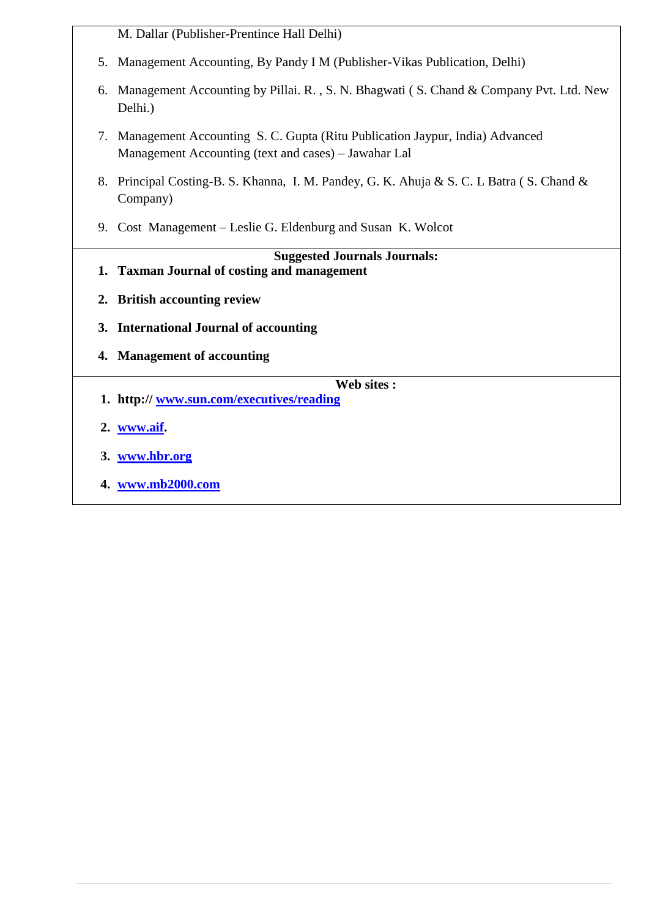M. Dallar (Publisher-Prentince Hall Delhi)

5. Management Accounting, By Pandy I M (Publisher-Vikas Publication, Delhi)
6. Management Accounting by Pillai. R. , S. N. Bhagwati ( S. Chand & Company Pvt. Ltd. New Delhi.)
7. Management Accounting S. C. Gupta (Ritu Publication Jaypur, India) Advanced Management Accounting (text and cases) – Jawahar Lal
8. Principal Costing-B. S. Khanna, I. M. Pandey, G. K. Ahuja & S. C. L Batra ( S. Chand & Company)
9. Cost Management – Leslie G. Eldenburg and Susan K. Wolcot

**Suggested Journals Journals:**

1. **Taxman Journal of costing and management**
2. **British accounting review**
3. **International Journal of accounting**
4. **Management of accounting**

**Web sites :**

1. **http:// [www.sun.com/executives/reading](http://www.sun.com/executives/reading)**
2. **[www.aif](http://www.aif).**
3. **[www.hbr.org](http://www.hbr.org)**
4. **[www.mb2000.com](http://www.mb2000.com)**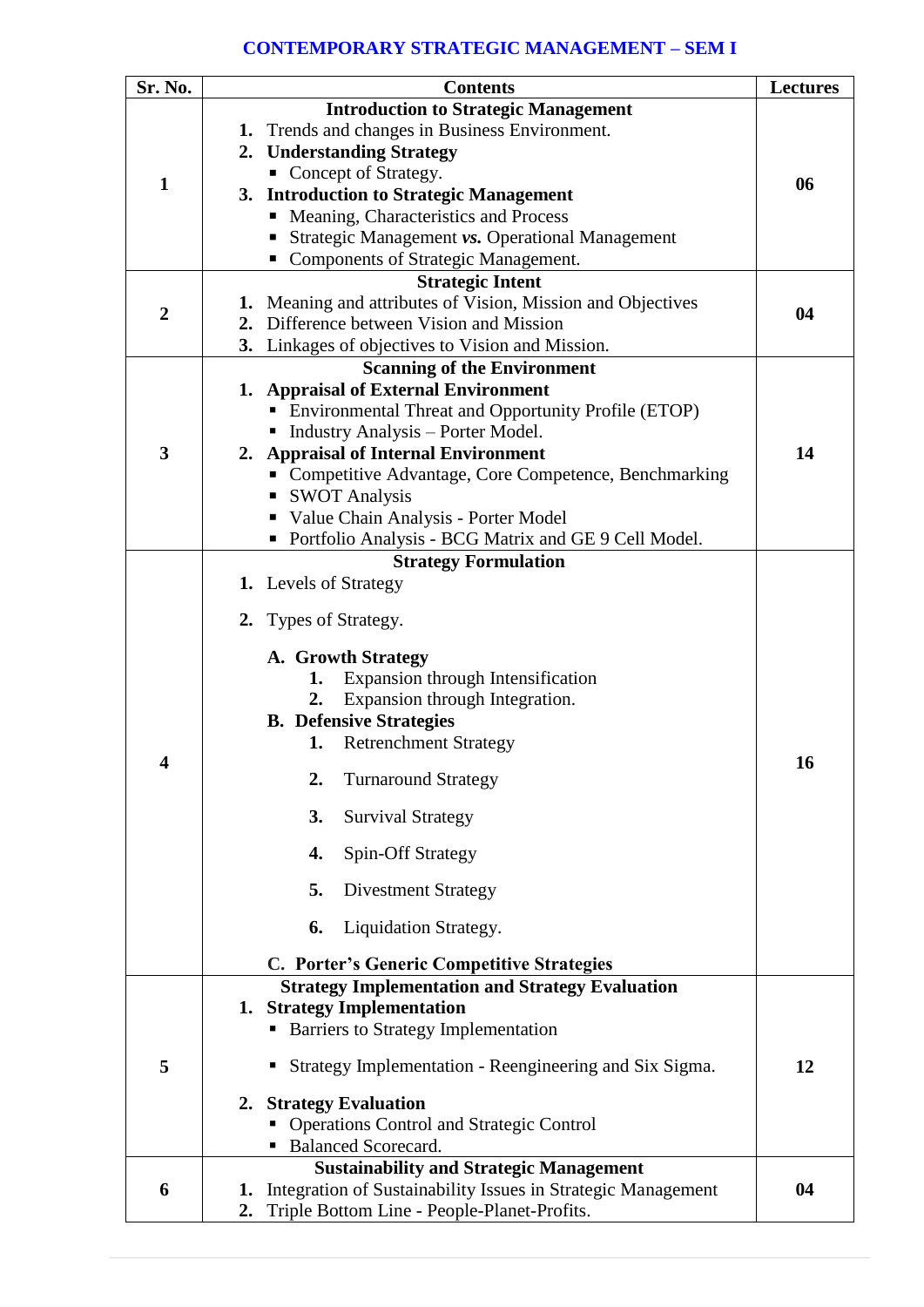# CONTEMPORARY STRATEGIC MANAGEMENT – SEM I

| Sr. No. | Contents | Lectures |
|---|---|---|
| 1 | **Introduction to Strategic Management**<br>**1.** Trends and changes in Business Environment.<br>**2. Understanding Strategy**<br>▪ Concept of Strategy.<br>**3. Introduction to Strategic Management**<br>▪ Meaning, Characteristics and Process<br>▪ Strategic Management ***vs.*** Operational Management<br>▪ Components of Strategic Management. | **06** |
| 2 | **Strategic Intent**<br>**1.** Meaning and attributes of Vision, Mission and Objectives<br>**2.** Difference between Vision and Mission<br>**3.** Linkages of objectives to Vision and Mission. | **04** |
| 3 | **Scanning of the Environment**<br>**1. Appraisal of External Environment**<br>▪ Environmental Threat and Opportunity Profile (ETOP)<br>▪ Industry Analysis – Porter Model.<br>**2. Appraisal of Internal Environment**<br>▪ Competitive Advantage, Core Competence, Benchmarking<br>▪ SWOT Analysis<br>▪ Value Chain Analysis - Porter Model<br>▪ Portfolio Analysis - BCG Matrix and GE 9 Cell Model. | **14** |
| 4 | **Strategy Formulation**<br>**1.** Levels of Strategy<br>**2.** Types of Strategy.<br>**A. Growth Strategy**<br>**1.** Expansion through Intensification<br>**2.** Expansion through Integration.<br>**B. Defensive Strategies**<br>**1.** Retrenchment Strategy<br>**2.** Turnaround Strategy<br>**3.** Survival Strategy<br>**4.** Spin-Off Strategy<br>**5.** Divestment Strategy<br>**6.** Liquidation Strategy.<br>**C. Porter's Generic Competitive Strategies** | **16** |
| 5 | **Strategy Implementation and Strategy Evaluation**<br>**1. Strategy Implementation**<br>▪ Barriers to Strategy Implementation<br>▪ Strategy Implementation - Reengineering and Six Sigma.<br>**2. Strategy Evaluation**<br>▪ Operations Control and Strategic Control<br>▪ Balanced Scorecard. | **12** |
| 6 | **Sustainability and Strategic Management**<br>**1.** Integration of Sustainability Issues in Strategic Management<br>**2.** Triple Bottom Line - People-Planet-Profits. | **04** |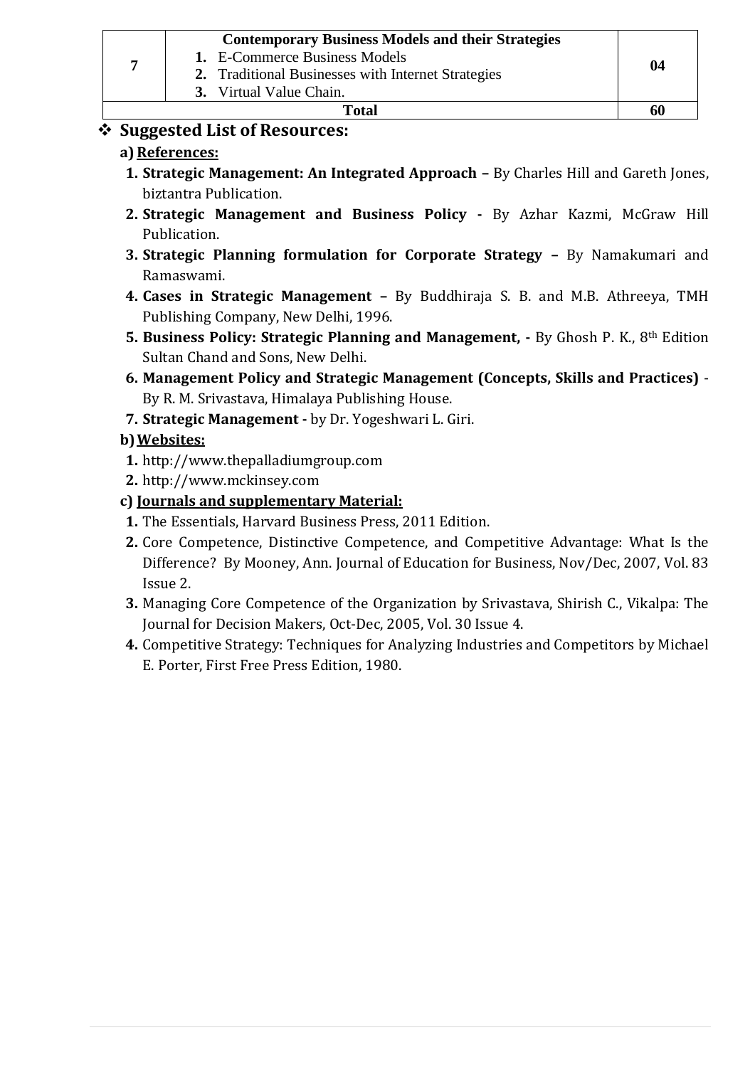| 7 | **Contemporary Business Models and their Strategies**<br>**1.** E-Commerce Business Models<br>**2.** Traditional Businesses with Internet Strategies<br>**3.** Virtual Value Chain. | **04** |
|---|---|---|
| | **Total** | **60** |

## ❖ Suggested List of Resources:

**a) References:**

1. **Strategic Management: An Integrated Approach –** By Charles Hill and Gareth Jones, biztantra Publication.
2. **Strategic Management and Business Policy -** By Azhar Kazmi, McGraw Hill Publication.
3. **Strategic Planning formulation for Corporate Strategy –** By Namakumari and Ramaswami.
4. **Cases in Strategic Management –** By Buddhiraja S. B. and M.B. Athreeya, TMH Publishing Company, New Delhi, 1996.
5. **Business Policy: Strategic Planning and Management, -** By Ghosh P. K., 8th Edition Sultan Chand and Sons, New Delhi.
6. **Management Policy and Strategic Management (Concepts, Skills and Practices)** - By R. M. Srivastava, Himalaya Publishing House.
7. **Strategic Management -** by Dr. Yogeshwari L. Giri.

**b) Websites:**

1. http://www.thepalladiumgroup.com
2. http://www.mckinsey.com

**c) Journals and supplementary Material:**

1. The Essentials, Harvard Business Press, 2011 Edition.
2. Core Competence, Distinctive Competence, and Competitive Advantage: What Is the Difference? By Mooney, Ann. Journal of Education for Business, Nov/Dec, 2007, Vol. 83 Issue 2.
3. Managing Core Competence of the Organization by Srivastava, Shirish C., Vikalpa: The Journal for Decision Makers, Oct-Dec, 2005, Vol. 30 Issue 4.
4. Competitive Strategy: Techniques for Analyzing Industries and Competitors by Michael E. Porter, First Free Press Edition, 1980.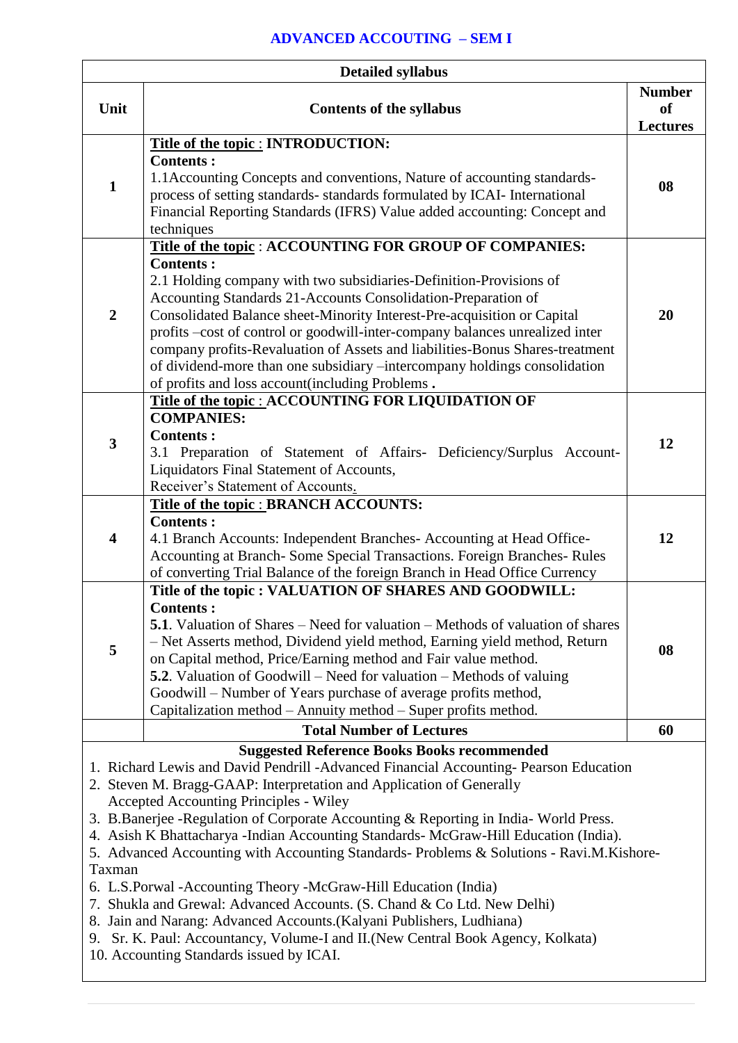# ADVANCED ACCOUTING – SEM I

| Detailed syllabus | | |
|---|---|---|
| **Unit** | **Contents of the syllabus** | **Number of Lectures** |
| **1** | **Title of the topic : INTRODUCTION:**<br>**Contents :**<br>1.1Accounting Concepts and conventions, Nature of accounting standards-process of setting standards- standards formulated by ICAI- International Financial Reporting Standards (IFRS) Value added accounting: Concept and techniques | **08** |
| **2** | **Title of the topic : ACCOUNTING FOR GROUP OF COMPANIES:**<br>**Contents :**<br>2.1 Holding company with two subsidiaries-Definition-Provisions of Accounting Standards 21-Accounts Consolidation-Preparation of Consolidated Balance sheet-Minority Interest-Pre-acquisition or Capital profits –cost of control or goodwill-inter-company balances unrealized inter company profits-Revaluation of Assets and liabilities-Bonus Shares-treatment of dividend-more than one subsidiary –intercompany holdings consolidation of profits and loss account(including Problems **.** | **20** |
| **3** | **Title of the topic : ACCOUNTING FOR LIQUIDATION OF COMPANIES:**<br>**Contents :**<br>3.1 Preparation of Statement of Affairs- Deficiency/Surplus Account-Liquidators Final Statement of Accounts,<br>Receiver's Statement of Accounts. | **12** |
| **4** | **Title of the topic : BRANCH ACCOUNTS:**<br>**Contents :**<br>4.1 Branch Accounts: Independent Branches- Accounting at Head Office-Accounting at Branch- Some Special Transactions. Foreign Branches- Rules of converting Trial Balance of the foreign Branch in Head Office Currency | **12** |
| **5** | **Title of the topic : VALUATION OF SHARES AND GOODWILL:**<br>**Contents :**<br>**5.1**. Valuation of Shares – Need for valuation – Methods of valuation of shares – Net Asserts method, Dividend yield method, Earning yield method, Return on Capital method, Price/Earning method and Fair value method.<br>**5.2**. Valuation of Goodwill – Need for valuation – Methods of valuing Goodwill – Number of Years purchase of average profits method, Capitalization method – Annuity method – Super profits method. | **08** |
| | **Total Number of Lectures** | **60** |

**Suggested Reference Books Books recommended**

1. Richard Lewis and David Pendrill -Advanced Financial Accounting- Pearson Education
2. Steven M. Bragg-GAAP: Interpretation and Application of Generally Accepted Accounting Principles - Wiley
3. B.Banerjee -Regulation of Corporate Accounting & Reporting in India- World Press.
4. Asish K Bhattacharya -Indian Accounting Standards- McGraw-Hill Education (India).
5. Advanced Accounting with Accounting Standards- Problems & Solutions - Ravi.M.Kishore-Taxman
6. L.S.Porwal -Accounting Theory -McGraw-Hill Education (India)
7. Shukla and Grewal: Advanced Accounts. (S. Chand & Co Ltd. New Delhi)
8. Jain and Narang: Advanced Accounts.(Kalyani Publishers, Ludhiana)
9. Sr. K. Paul: Accountancy, Volume-I and II.(New Central Book Agency, Kolkata)
10. Accounting Standards issued by ICAI.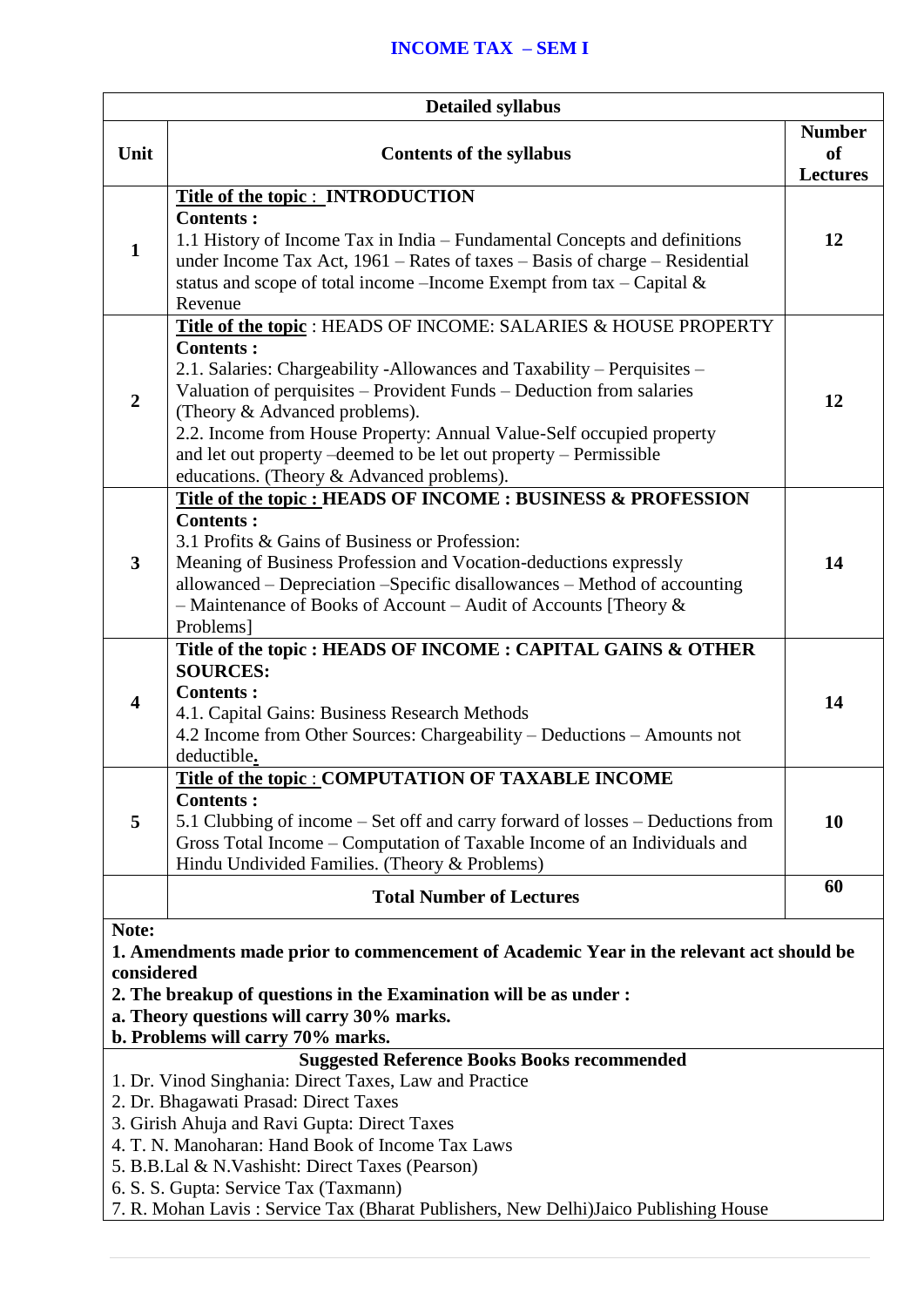# INCOME TAX – SEM I

| Detailed syllabus | | |
|---|---|---|
| **Unit** | **Contents of the syllabus** | **Number of Lectures** |
| **1** | **Title of the topic : INTRODUCTION**<br>**Contents :**<br>1.1 History of Income Tax in India – Fundamental Concepts and definitions under Income Tax Act, 1961 – Rates of taxes – Basis of charge – Residential status and scope of total income –Income Exempt from tax – Capital & Revenue | **12** |
| **2** | **Title of the topic** : HEADS OF INCOME: SALARIES & HOUSE PROPERTY<br>**Contents :**<br>2.1. Salaries: Chargeability -Allowances and Taxability – Perquisites – Valuation of perquisites – Provident Funds – Deduction from salaries (Theory & Advanced problems).<br>2.2. Income from House Property: Annual Value-Self occupied property and let out property –deemed to be let out property – Permissible educations. (Theory & Advanced problems). | **12** |
| **3** | **Title of the topic : HEADS OF INCOME : BUSINESS & PROFESSION**<br>**Contents :**<br>3.1 Profits & Gains of Business or Profession:<br>Meaning of Business Profession and Vocation-deductions expressly allowanced – Depreciation –Specific disallowances – Method of accounting – Maintenance of Books of Account – Audit of Accounts [Theory & Problems] | **14** |
| **4** | **Title of the topic : HEADS OF INCOME : CAPITAL GAINS & OTHER SOURCES:**<br>**Contents :**<br>4.1. Capital Gains: Business Research Methods<br>4.2 Income from Other Sources: Chargeability – Deductions – Amounts not deductible. | **14** |
| **5** | **Title of the topic : COMPUTATION OF TAXABLE INCOME**<br>**Contents :**<br>5.1 Clubbing of income – Set off and carry forward of losses – Deductions from Gross Total Income – Computation of Taxable Income of an Individuals and Hindu Undivided Families. (Theory & Problems) | **10** |
| | **Total Number of Lectures** | **60** |

**Note:**

**1. Amendments made prior to commencement of Academic Year in the relevant act should be considered**

**2. The breakup of questions in the Examination will be as under :**

**a. Theory questions will carry 30% marks.**

**b. Problems will carry 70% marks.**

**Suggested Reference Books Books recommended**

1. Dr. Vinod Singhania: Direct Taxes, Law and Practice
2. Dr. Bhagawati Prasad: Direct Taxes
3. Girish Ahuja and Ravi Gupta: Direct Taxes
4. T. N. Manoharan: Hand Book of Income Tax Laws
5. B.B.Lal & N.Vashisht: Direct Taxes (Pearson)
6. S. S. Gupta: Service Tax (Taxmann)
7. R. Mohan Lavis : Service Tax (Bharat Publishers, New Delhi)Jaico Publishing House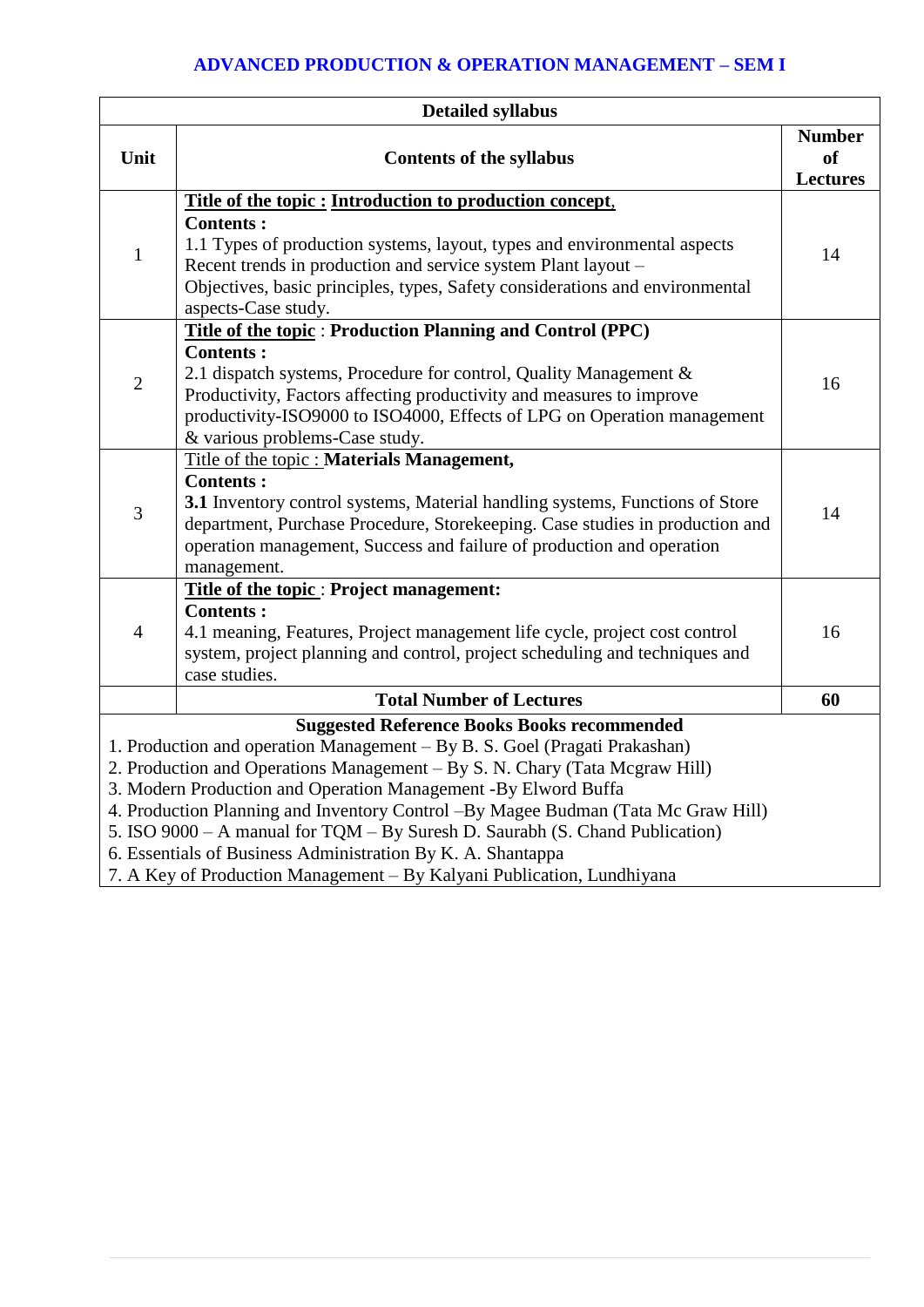## ADVANCED PRODUCTION & OPERATION MANAGEMENT – SEM I

| Detailed syllabus | | |
|---|---|---|
| **Unit** | **Contents of the syllabus** | **Number of Lectures** |
| 1 | **Title of the topic : Introduction to production concept,**<br>**Contents :**<br>1.1 Types of production systems, layout, types and environmental aspects Recent trends in production and service system Plant layout – Objectives, basic principles, types, Safety considerations and environmental aspects-Case study. | 14 |
| 2 | **Title of the topic : Production Planning and Control (PPC)**<br>**Contents :**<br>2.1 dispatch systems, Procedure for control, Quality Management & Productivity, Factors affecting productivity and measures to improve productivity-ISO9000 to ISO4000, Effects of LPG on Operation management & various problems-Case study. | 16 |
| 3 | Title of the topic : **Materials Management,**<br>**Contents :**<br>**3.1** Inventory control systems, Material handling systems, Functions of Store department, Purchase Procedure, Storekeeping. Case studies in production and operation management, Success and failure of production and operation management. | 14 |
| 4 | **Title of the topic : Project management:**<br>**Contents :**<br>4.1 meaning, Features, Project management life cycle, project cost control system, project planning and control, project scheduling and techniques and case studies. | 16 |
| | **Total Number of Lectures** | **60** |

**Suggested Reference Books Books recommended**

1. Production and operation Management – By B. S. Goel (Pragati Prakashan)
2. Production and Operations Management – By S. N. Chary (Tata Mcgraw Hill)
3. Modern Production and Operation Management -By Elword Buffa
4. Production Planning and Inventory Control –By Magee Budman (Tata Mc Graw Hill)
5. ISO 9000 – A manual for TQM – By Suresh D. Saurabh (S. Chand Publication)
6. Essentials of Business Administration By K. A. Shantappa
7. A Key of Production Management – By Kalyani Publication, Lundhiyana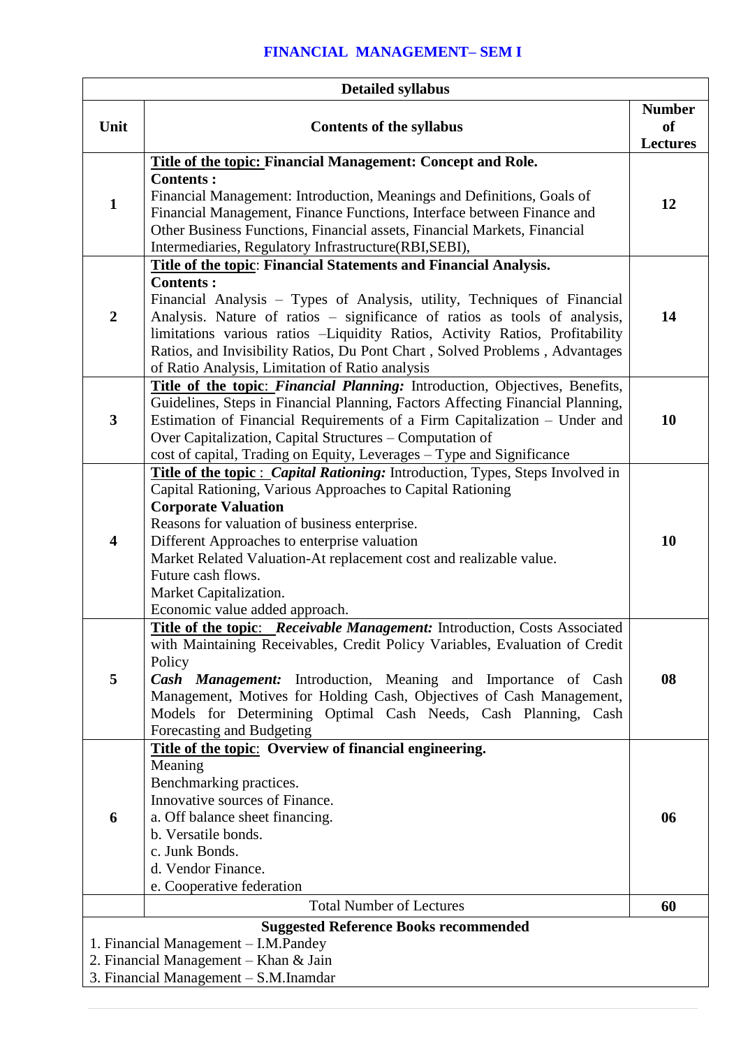# FINANCIAL MANAGEMENT– SEM I

| Detailed syllabus | | |
|---|---|---|
| **Unit** | **Contents of the syllabus** | **Number of Lectures** |
| **1** | **Title of the topic: Financial Management: Concept and Role.**<br>**Contents :**<br>Financial Management: Introduction, Meanings and Definitions, Goals of Financial Management, Finance Functions, Interface between Finance and Other Business Functions, Financial assets, Financial Markets, Financial Intermediaries, Regulatory Infrastructure(RBI,SEBI), | **12** |
| **2** | **Title of the topic: Financial Statements and Financial Analysis.**<br>**Contents :**<br>Financial Analysis – Types of Analysis, utility, Techniques of Financial Analysis. Nature of ratios – significance of ratios as tools of analysis, limitations various ratios –Liquidity Ratios, Activity Ratios, Profitability Ratios, and Invisibility Ratios, Du Pont Chart , Solved Problems , Advantages of Ratio Analysis, Limitation of Ratio analysis | **14** |
| **3** | **Title of the topic**: ***Financial Planning:*** Introduction, Objectives, Benefits, Guidelines, Steps in Financial Planning, Factors Affecting Financial Planning, Estimation of Financial Requirements of a Firm Capitalization – Under and Over Capitalization, Capital Structures – Computation of cost of capital, Trading on Equity, Leverages – Type and Significance | **10** |
| **4** | **Title of the topic** : ***Capital Rationing:*** Introduction, Types, Steps Involved in Capital Rationing, Various Approaches to Capital Rationing<br>**Corporate Valuation**<br>Reasons for valuation of business enterprise.<br>Different Approaches to enterprise valuation<br>Market Related Valuation-At replacement cost and realizable value.<br>Future cash flows.<br>Market Capitalization.<br>Economic value added approach. | **10** |
| **5** | **Title of the topic**: ***Receivable Management:*** Introduction, Costs Associated with Maintaining Receivables, Credit Policy Variables, Evaluation of Credit Policy<br>***Cash Management:*** Introduction, Meaning and Importance of Cash Management, Motives for Holding Cash, Objectives of Cash Management, Models for Determining Optimal Cash Needs, Cash Planning, Cash Forecasting and Budgeting | **08** |
| **6** | **Title of the topic**: **Overview of financial engineering.**<br>Meaning<br>Benchmarking practices.<br>Innovative sources of Finance.<br>a. Off balance sheet financing.<br>b. Versatile bonds.<br>c. Junk Bonds.<br>d. Vendor Finance.<br>e. Cooperative federation | **06** |
| | Total Number of Lectures | **60** |

**Suggested Reference Books recommended**

1. Financial Management – I.M.Pandey
2. Financial Management – Khan & Jain
3. Financial Management – S.M.Inamdar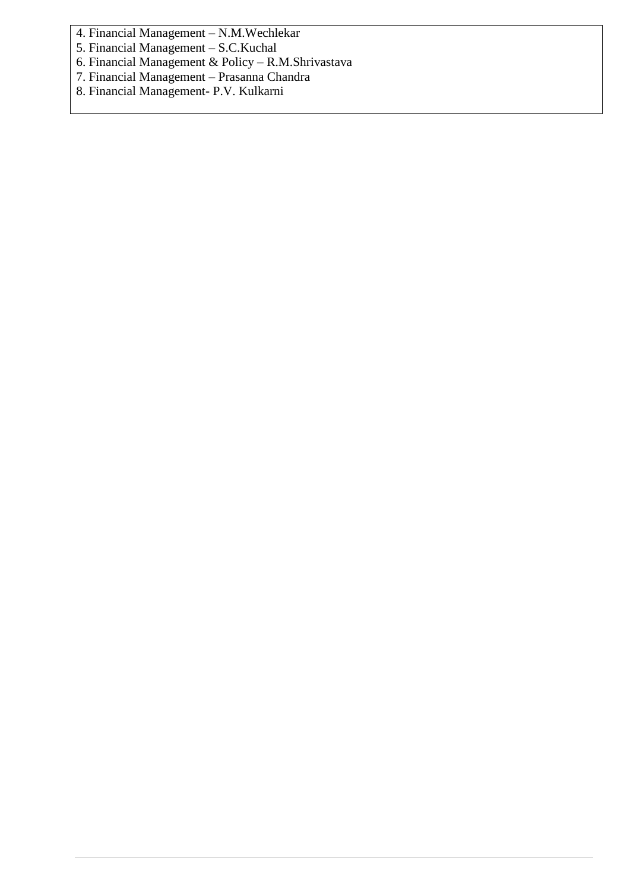4. Financial Management – N.M.Wechlekar
5. Financial Management – S.C.Kuchal
6. Financial Management & Policy – R.M.Shrivastava
7. Financial Management – Prasanna Chandra
8. Financial Management- P.V. Kulkarni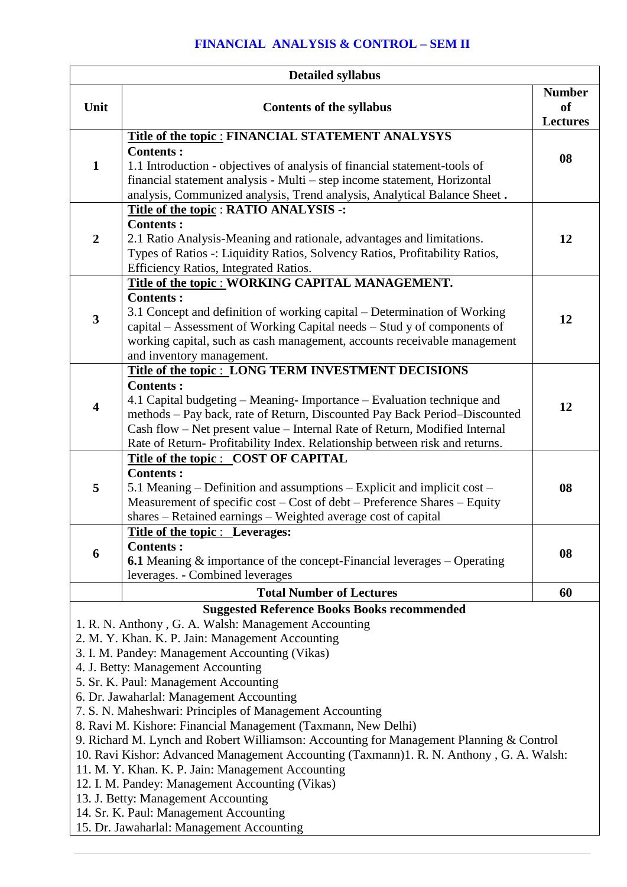# FINANCIAL ANALYSIS & CONTROL – SEM II

| Detailed syllabus | | |
|---|---|---|
| **Unit** | **Contents of the syllabus** | **Number of Lectures** |
| 1 | **Title of the topic : FINANCIAL STATEMENT ANALYSYS**<br>**Contents :**<br>1.1 Introduction - objectives of analysis of financial statement-tools of financial statement analysis - Multi – step income statement, Horizontal analysis, Communized analysis, Trend analysis, Analytical Balance Sheet **.** | **08** |
| 2 | **Title of the topic : RATIO ANALYSIS -:**<br>**Contents :**<br>2.1 Ratio Analysis-Meaning and rationale, advantages and limitations. Types of Ratios -: Liquidity Ratios, Solvency Ratios, Profitability Ratios, Efficiency Ratios, Integrated Ratios. | **12** |
| 3 | **Title of the topic : WORKING CAPITAL MANAGEMENT.**<br>**Contents :**<br>3.1 Concept and definition of working capital – Determination of Working capital – Assessment of Working Capital needs – Stud y of components of working capital, such as cash management, accounts receivable management and inventory management. | **12** |
| 4 | **Title of the topic : LONG TERM INVESTMENT DECISIONS**<br>**Contents :**<br>4.1 Capital budgeting – Meaning- Importance – Evaluation technique and methods – Pay back, rate of Return, Discounted Pay Back Period–Discounted Cash flow – Net present value – Internal Rate of Return, Modified Internal Rate of Return- Profitability Index. Relationship between risk and returns. | **12** |
| 5 | **Title of the topic : COST OF CAPITAL**<br>**Contents :**<br>5.1 Meaning – Definition and assumptions – Explicit and implicit cost – Measurement of specific cost – Cost of debt – Preference Shares – Equity shares – Retained earnings – Weighted average cost of capital | **08** |
| 6 | **Title of the topic : Leverages:**<br>**Contents :**<br>**6.1** Meaning & importance of the concept-Financial leverages – Operating leverages. - Combined leverages | **08** |
| | **Total Number of Lectures** | **60** |

**Suggested Reference Books Books recommended**

1. R. N. Anthony , G. A. Walsh: Management Accounting
2. M. Y. Khan. K. P. Jain: Management Accounting
3. I. M. Pandey: Management Accounting (Vikas)
4. J. Betty: Management Accounting
5. Sr. K. Paul: Management Accounting
6. Dr. Jawaharlal: Management Accounting
7. S. N. Maheshwari: Principles of Management Accounting
8. Ravi M. Kishore: Financial Management (Taxmann, New Delhi)
9. Richard M. Lynch and Robert Williamson: Accounting for Management Planning & Control
10. Ravi Kishor: Advanced Management Accounting (Taxmann)1. R. N. Anthony , G. A. Walsh:
11. M. Y. Khan. K. P. Jain: Management Accounting
12. I. M. Pandey: Management Accounting (Vikas)
13. J. Betty: Management Accounting
14. Sr. K. Paul: Management Accounting
15. Dr. Jawaharlal: Management Accounting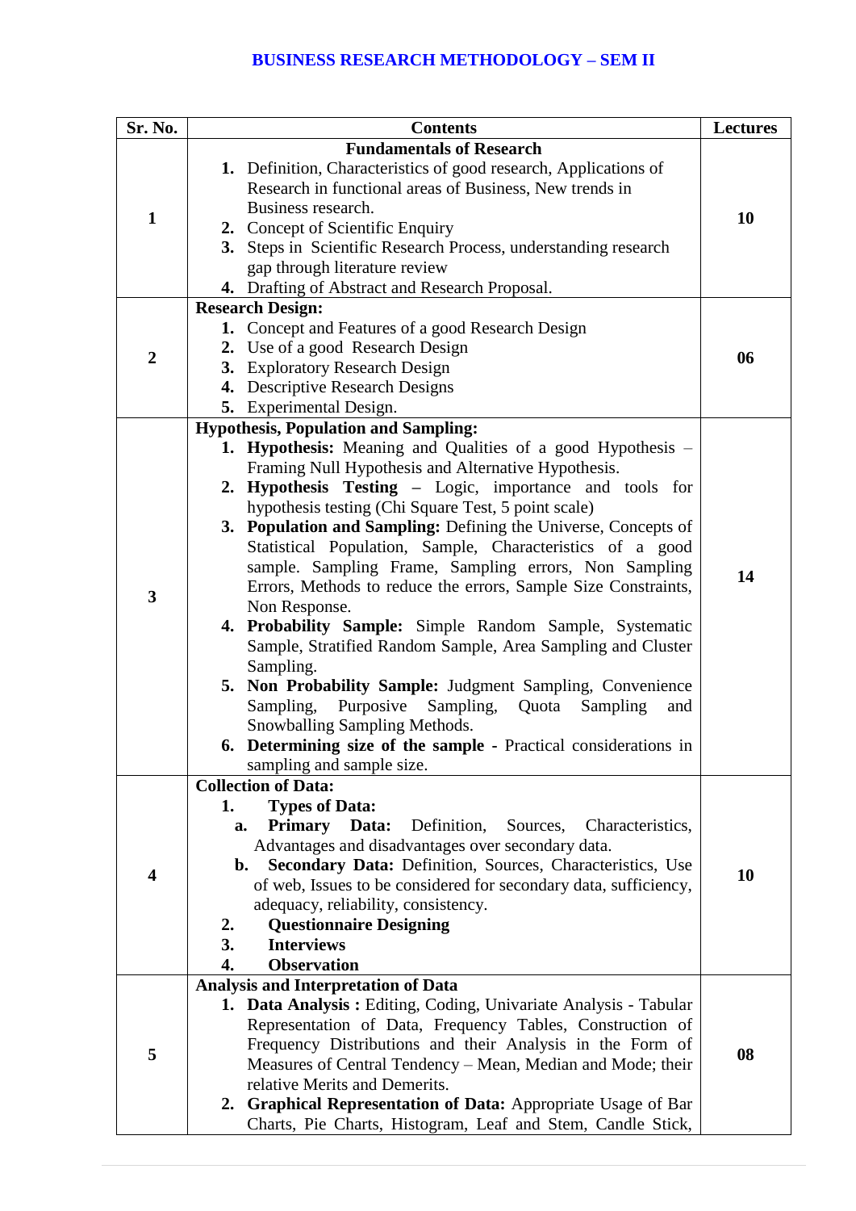# BUSINESS RESEARCH METHODOLOGY – SEM II

| Sr. No. | Contents | Lectures |
|---|---|---|
| 1 | **Fundamentals of Research**<br>**1.** Definition, Characteristics of good research, Applications of Research in functional areas of Business, New trends in Business research.<br>**2.** Concept of Scientific Enquiry<br>**3.** Steps in Scientific Research Process, understanding research gap through literature review<br>**4.** Drafting of Abstract and Research Proposal. | **10** |
| 2 | **Research Design:**<br>**1.** Concept and Features of a good Research Design<br>**2.** Use of a good Research Design<br>**3.** Exploratory Research Design<br>**4.** Descriptive Research Designs<br>**5.** Experimental Design. | **06** |
| 3 | **Hypothesis, Population and Sampling:**<br>**1. Hypothesis:** Meaning and Qualities of a good Hypothesis – Framing Null Hypothesis and Alternative Hypothesis.<br>**2. Hypothesis Testing** – Logic, importance and tools for hypothesis testing (Chi Square Test, 5 point scale)<br>**3. Population and Sampling:** Defining the Universe, Concepts of Statistical Population, Sample, Characteristics of a good sample. Sampling Frame, Sampling errors, Non Sampling Errors, Methods to reduce the errors, Sample Size Constraints, Non Response.<br>**4. Probability Sample:** Simple Random Sample, Systematic Sample, Stratified Random Sample, Area Sampling and Cluster Sampling.<br>**5. Non Probability Sample:** Judgment Sampling, Convenience Sampling, Purposive Sampling, Quota Sampling and Snowballing Sampling Methods.<br>**6. Determining size of the sample** - Practical considerations in sampling and sample size. | **14** |
| 4 | **Collection of Data:**<br>**1. Types of Data:**<br>**a. Primary Data:** Definition, Sources, Characteristics, Advantages and disadvantages over secondary data.<br>**b. Secondary Data:** Definition, Sources, Characteristics, Use of web, Issues to be considered for secondary data, sufficiency, adequacy, reliability, consistency.<br>**2. Questionnaire Designing**<br>**3. Interviews**<br>**4. Observation** | **10** |
| 5 | **Analysis and Interpretation of Data**<br>**1. Data Analysis :** Editing, Coding, Univariate Analysis - Tabular Representation of Data, Frequency Tables, Construction of Frequency Distributions and their Analysis in the Form of Measures of Central Tendency – Mean, Median and Mode; their relative Merits and Demerits.<br>**2. Graphical Representation of Data:** Appropriate Usage of Bar Charts, Pie Charts, Histogram, Leaf and Stem, Candle Stick, | **08** |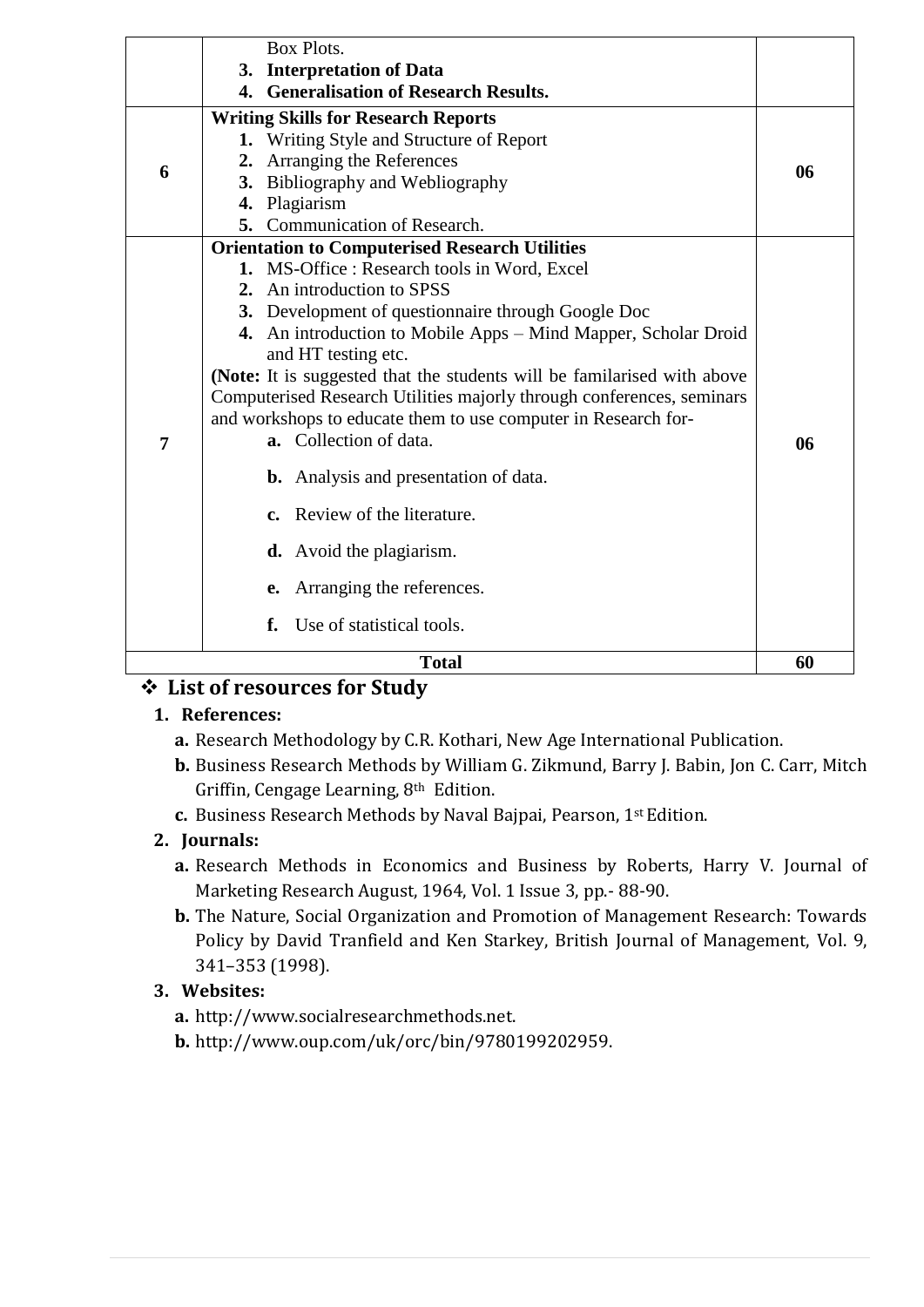| | | |
|---|---|---|
| | Box Plots.<br>**3. Interpretation of Data**<br>**4. Generalisation of Research Results.** | |
| **6** | **Writing Skills for Research Reports**<br>**1.** Writing Style and Structure of Report<br>**2.** Arranging the References<br>**3.** Bibliography and Webliography<br>**4.** Plagiarism<br>**5.** Communication of Research. | **06** |
| **7** | **Orientation to Computerised Research Utilities**<br>**1.** MS-Office : Research tools in Word, Excel<br>**2.** An introduction to SPSS<br>**3.** Development of questionnaire through Google Doc<br>**4.** An introduction to Mobile Apps – Mind Mapper, Scholar Droid and HT testing etc.<br>**(Note:** It is suggested that the students will be familarised with above Computerised Research Utilities majorly through conferences, seminars and workshops to educate them to use computer in Research for-<br>**a.** Collection of data.<br>**b.** Analysis and presentation of data.<br>**c.** Review of the literature.<br>**d.** Avoid the plagiarism.<br>**e.** Arranging the references.<br>**f.** Use of statistical tools. | **06** |
| **Total** | | **60** |

## ❖ List of resources for Study

**1. References:**

- **a.** Research Methodology by C.R. Kothari, New Age International Publication.
- **b.** Business Research Methods by William G. Zikmund, Barry J. Babin, Jon C. Carr, Mitch Griffin, Cengage Learning, 8th Edition.
- **c.** Business Research Methods by Naval Bajpai, Pearson, 1st Edition.

**2. Journals:**

- **a.** Research Methods in Economics and Business by Roberts, Harry V. Journal of Marketing Research August, 1964, Vol. 1 Issue 3, pp.- 88-90.
- **b.** The Nature, Social Organization and Promotion of Management Research: Towards Policy by David Tranfield and Ken Starkey, British Journal of Management, Vol. 9, 341–353 (1998).

**3. Websites:**

- **a.** http://www.socialresearchmethods.net.
- **b.** http://www.oup.com/uk/orc/bin/9780199202959.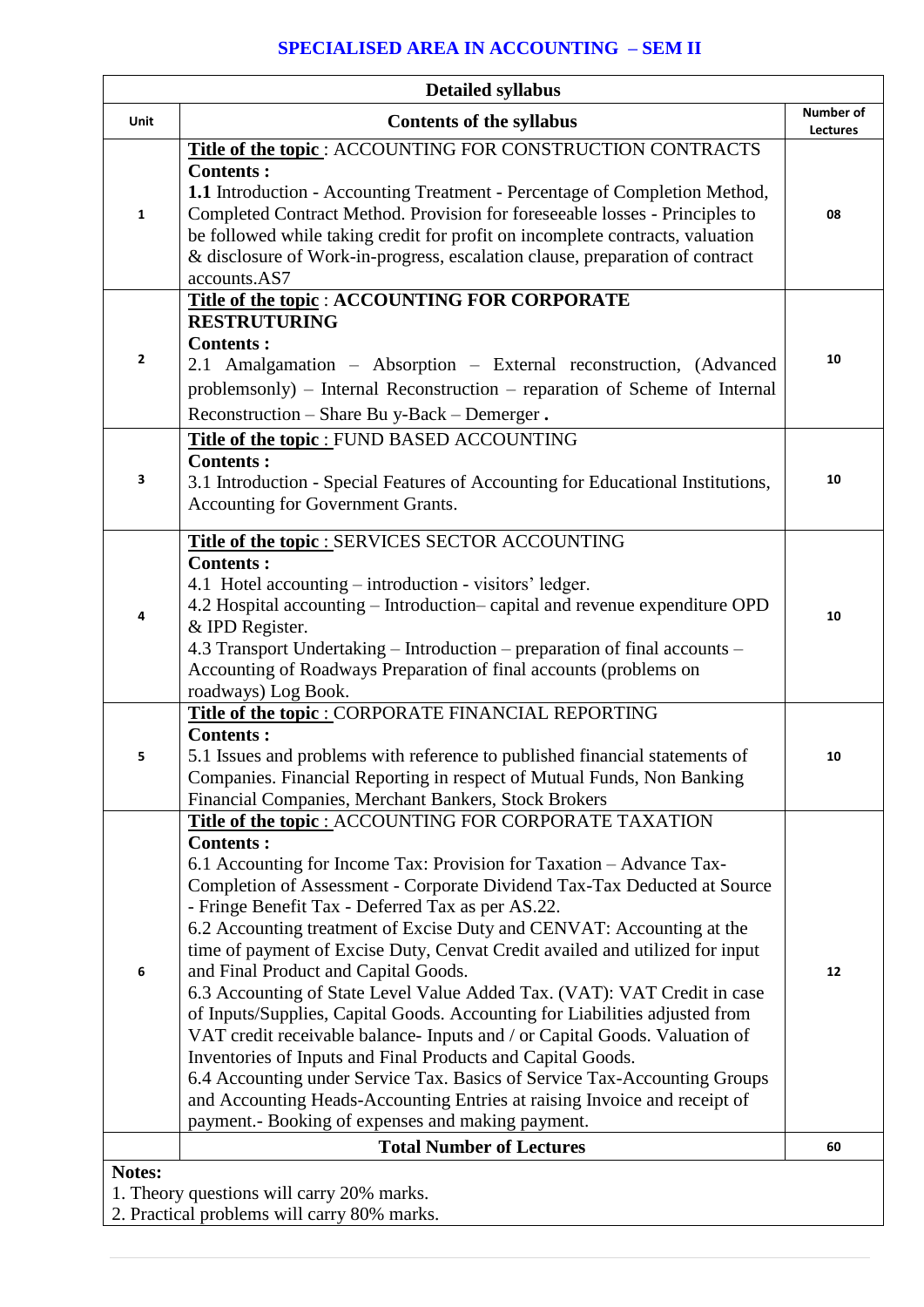# SPECIALISED AREA IN ACCOUNTING – SEM II

| Detailed syllabus | | |
|---|---|---|
| **Unit** | **Contents of the syllabus** | **Number of Lectures** |
| 1 | **Title of the topic** : ACCOUNTING FOR CONSTRUCTION CONTRACTS<br>**Contents :**<br>**1.1** Introduction - Accounting Treatment - Percentage of Completion Method, Completed Contract Method. Provision for foreseeable losses - Principles to be followed while taking credit for profit on incomplete contracts, valuation & disclosure of Work-in-progress, escalation clause, preparation of contract accounts.AS7 | 08 |
| 2 | **Title of the topic** : **ACCOUNTING FOR CORPORATE RESTRUTURING**<br>**Contents :**<br>2.1 Amalgamation – Absorption – External reconstruction, (Advanced problemsonly) – Internal Reconstruction – reparation of Scheme of Internal Reconstruction – Share Bu y-Back – Demerger **.** | 10 |
| 3 | **Title of the topic** : FUND BASED ACCOUNTING<br>**Contents :**<br>3.1 Introduction - Special Features of Accounting for Educational Institutions, Accounting for Government Grants. | 10 |
| 4 | **Title of the topic** : SERVICES SECTOR ACCOUNTING<br>**Contents :**<br>4.1 Hotel accounting – introduction - visitors' ledger.<br>4.2 Hospital accounting – Introduction– capital and revenue expenditure OPD & IPD Register.<br>4.3 Transport Undertaking – Introduction – preparation of final accounts – Accounting of Roadways Preparation of final accounts (problems on roadways) Log Book. | 10 |
| 5 | **Title of the topic** : CORPORATE FINANCIAL REPORTING<br>**Contents :**<br>5.1 Issues and problems with reference to published financial statements of Companies. Financial Reporting in respect of Mutual Funds, Non Banking Financial Companies, Merchant Bankers, Stock Brokers | 10 |
| 6 | **Title of the topic** : ACCOUNTING FOR CORPORATE TAXATION<br>**Contents :**<br>6.1 Accounting for Income Tax: Provision for Taxation – Advance Tax-Completion of Assessment - Corporate Dividend Tax-Tax Deducted at Source - Fringe Benefit Tax - Deferred Tax as per AS.22.<br>6.2 Accounting treatment of Excise Duty and CENVAT: Accounting at the time of payment of Excise Duty, Cenvat Credit availed and utilized for input and Final Product and Capital Goods.<br>6.3 Accounting of State Level Value Added Tax. (VAT): VAT Credit in case of Inputs/Supplies, Capital Goods. Accounting for Liabilities adjusted from VAT credit receivable balance- Inputs and / or Capital Goods. Valuation of Inventories of Inputs and Final Products and Capital Goods.<br>6.4 Accounting under Service Tax. Basics of Service Tax-Accounting Groups and Accounting Heads-Accounting Entries at raising Invoice and receipt of payment.- Booking of expenses and making payment. | 12 |
| | **Total Number of Lectures** | 60 |

**Notes:**

1. Theory questions will carry 20% marks.
2. Practical problems will carry 80% marks.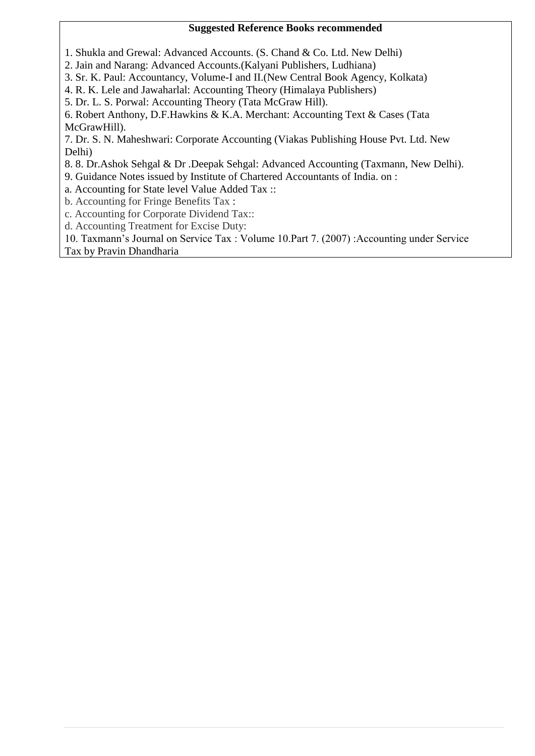**Suggested Reference Books recommended**

1. Shukla and Grewal: Advanced Accounts. (S. Chand & Co. Ltd. New Delhi)
2. Jain and Narang: Advanced Accounts.(Kalyani Publishers, Ludhiana)
3. Sr. K. Paul: Accountancy, Volume-I and II.(New Central Book Agency, Kolkata)
4. R. K. Lele and Jawaharlal: Accounting Theory (Himalaya Publishers)
5. Dr. L. S. Porwal: Accounting Theory (Tata McGraw Hill).
6. Robert Anthony, D.F.Hawkins & K.A. Merchant: Accounting Text & Cases (Tata McGrawHill).
7. Dr. S. N. Maheshwari: Corporate Accounting (Viakas Publishing House Pvt. Ltd. New Delhi)
8. 8. Dr.Ashok Sehgal & Dr .Deepak Sehgal: Advanced Accounting (Taxmann, New Delhi).
9. Guidance Notes issued by Institute of Chartered Accountants of India. on :

a. Accounting for State level Value Added Tax ::
b. Accounting for Fringe Benefits Tax :
c. Accounting for Corporate Dividend Tax::
d. Accounting Treatment for Excise Duty:

10. Taxmann's Journal on Service Tax : Volume 10.Part 7. (2007) :Accounting under Service Tax by Pravin Dhandharia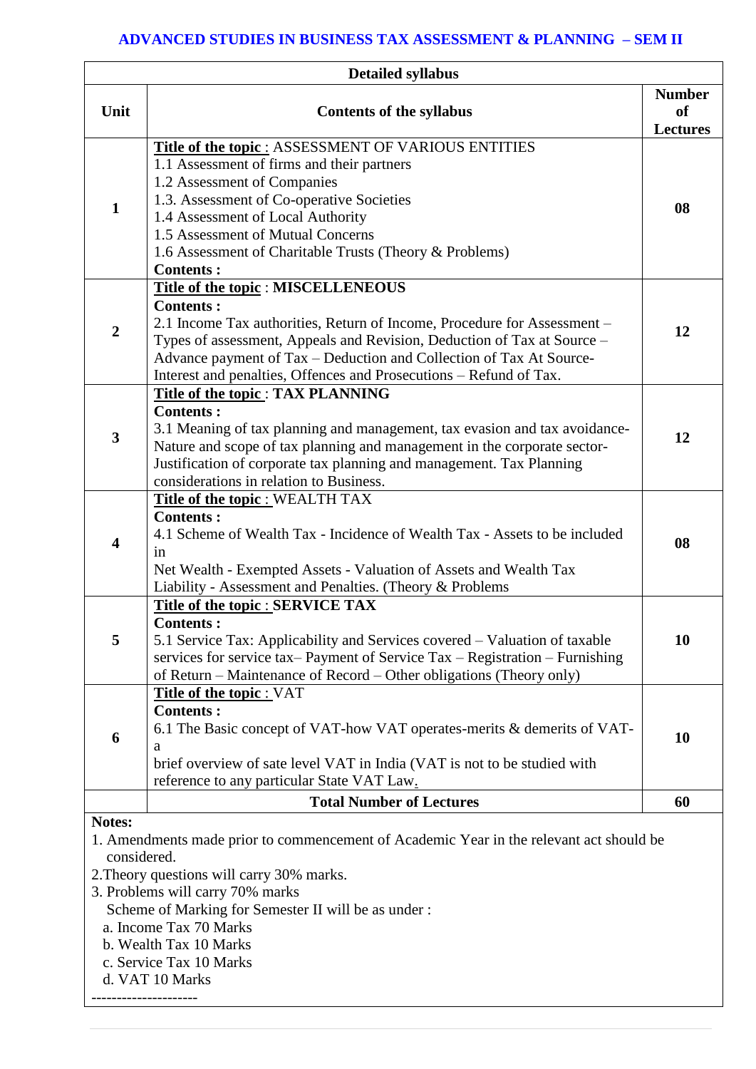## ADVANCED STUDIES IN BUSINESS TAX ASSESSMENT & PLANNING – SEM II

| Detailed syllabus | | |
|---|---|---|
| **Unit** | **Contents of the syllabus** | **Number of Lectures** |
| **1** | **Title of the topic** : ASSESSMENT OF VARIOUS ENTITIES<br>1.1 Assessment of firms and their partners<br>1.2 Assessment of Companies<br>1.3. Assessment of Co-operative Societies<br>1.4 Assessment of Local Authority<br>1.5 Assessment of Mutual Concerns<br>1.6 Assessment of Charitable Trusts (Theory & Problems)<br>**Contents :** | **08** |
| **2** | **Title of the topic** : **MISCELLENEOUS**<br>**Contents :**<br>2.1 Income Tax authorities, Return of Income, Procedure for Assessment – Types of assessment, Appeals and Revision, Deduction of Tax at Source – Advance payment of Tax – Deduction and Collection of Tax At Source- Interest and penalties, Offences and Prosecutions – Refund of Tax. | **12** |
| **3** | **Title of the topic** : **TAX PLANNING**<br>**Contents :**<br>3.1 Meaning of tax planning and management, tax evasion and tax avoidance- Nature and scope of tax planning and management in the corporate sector- Justification of corporate tax planning and management. Tax Planning considerations in relation to Business. | **12** |
| **4** | **Title of the topic** : WEALTH TAX<br>**Contents :**<br>4.1 Scheme of Wealth Tax - Incidence of Wealth Tax - Assets to be included in<br>Net Wealth - Exempted Assets - Valuation of Assets and Wealth Tax Liability - Assessment and Penalties. (Theory & Problems | **08** |
| **5** | **Title of the topic** : **SERVICE TAX**<br>**Contents :**<br>5.1 Service Tax: Applicability and Services covered – Valuation of taxable services for service tax– Payment of Service Tax – Registration – Furnishing of Return – Maintenance of Record – Other obligations (Theory only) | **10** |
| **6** | **Title of the topic** : VAT<br>**Contents :**<br>6.1 The Basic concept of VAT-how VAT operates-merits & demerits of VAT-a<br>brief overview of sate level VAT in India (VAT is not to be studied with reference to any particular State VAT Law. | **10** |
| | **Total Number of Lectures** | **60** |

**Notes:**

1. Amendments made prior to commencement of Academic Year in the relevant act should be considered.
2. Theory questions will carry 30% marks.
3. Problems will carry 70% marks

   Scheme of Marking for Semester II will be as under :

   a. Income Tax 70 Marks
   b. Wealth Tax 10 Marks
   c. Service Tax 10 Marks
   d. VAT 10 Marks

---------------------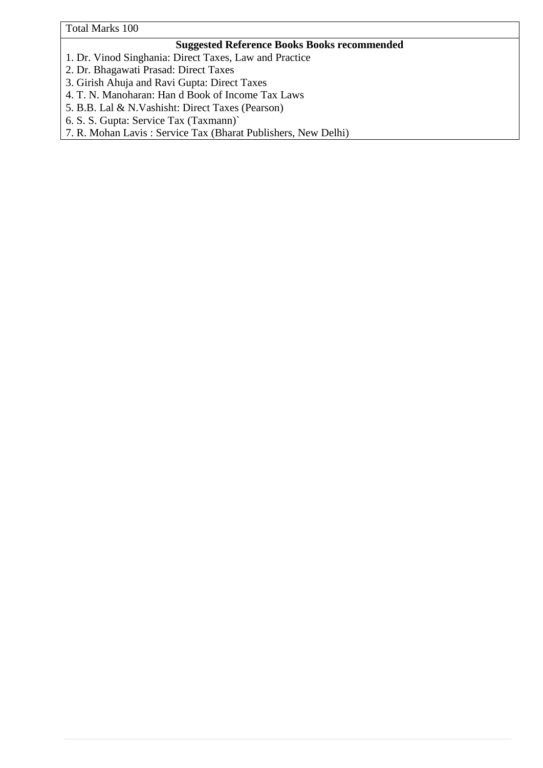Total Marks 100

**Suggested Reference Books Books recommended**

1. Dr. Vinod Singhania: Direct Taxes, Law and Practice
2. Dr. Bhagawati Prasad: Direct Taxes
3. Girish Ahuja and Ravi Gupta: Direct Taxes
4. T. N. Manoharan: Han d Book of Income Tax Laws
5. B.B. Lal & N.Vashisht: Direct Taxes (Pearson)
6. S. S. Gupta: Service Tax (Taxmann)`
7. R. Mohan Lavis : Service Tax (Bharat Publishers, New Delhi)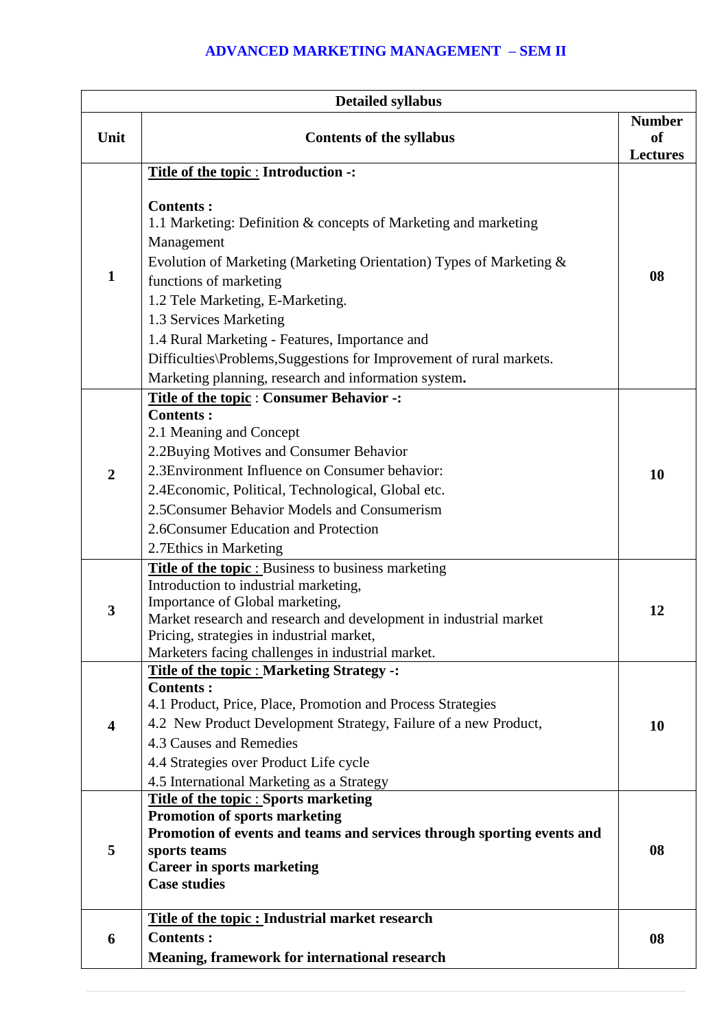# ADVANCED MARKETING MANAGEMENT – SEM II

| Detailed syllabus | | |
|---|---|---|
| **Unit** | **Contents of the syllabus** | **Number of Lectures** |
| **1** | **Title of the topic : Introduction -:**<br><br>**Contents :**<br>1.1 Marketing: Definition & concepts of Marketing and marketing Management<br>Evolution of Marketing (Marketing Orientation) Types of Marketing & functions of marketing<br>1.2 Tele Marketing, E-Marketing.<br>1.3 Services Marketing<br>1.4 Rural Marketing - Features, Importance and Difficulties\Problems,Suggestions for Improvement of rural markets.<br>Marketing planning, research and information system**.** | **08** |
| **2** | **Title of the topic : Consumer Behavior -:**<br>**Contents :**<br>2.1 Meaning and Concept<br>2.2Buying Motives and Consumer Behavior<br>2.3Environment Influence on Consumer behavior:<br>2.4Economic, Political, Technological, Global etc.<br>2.5Consumer Behavior Models and Consumerism<br>2.6Consumer Education and Protection<br>2.7Ethics in Marketing | **10** |
| **3** | **Title of the topic** : Business to business marketing<br>Introduction to industrial marketing,<br>Importance of Global marketing,<br>Market research and research and development in industrial market<br>Pricing, strategies in industrial market,<br>Marketers facing challenges in industrial market. | **12** |
| **4** | **Title of the topic : Marketing Strategy -:**<br>**Contents :**<br>4.1 Product, Price, Place, Promotion and Process Strategies<br>4.2 New Product Development Strategy, Failure of a new Product,<br>4.3 Causes and Remedies<br>4.4 Strategies over Product Life cycle<br>4.5 International Marketing as a Strategy | **10** |
| **5** | **Title of the topic : Sports marketing**<br>**Promotion of sports marketing**<br>**Promotion of events and teams and services through sporting events and sports teams**<br>**Career in sports marketing**<br>**Case studies** | **08** |
| **6** | **Title of the topic : Industrial market research**<br>**Contents :**<br>**Meaning, framework for international research** | **08** |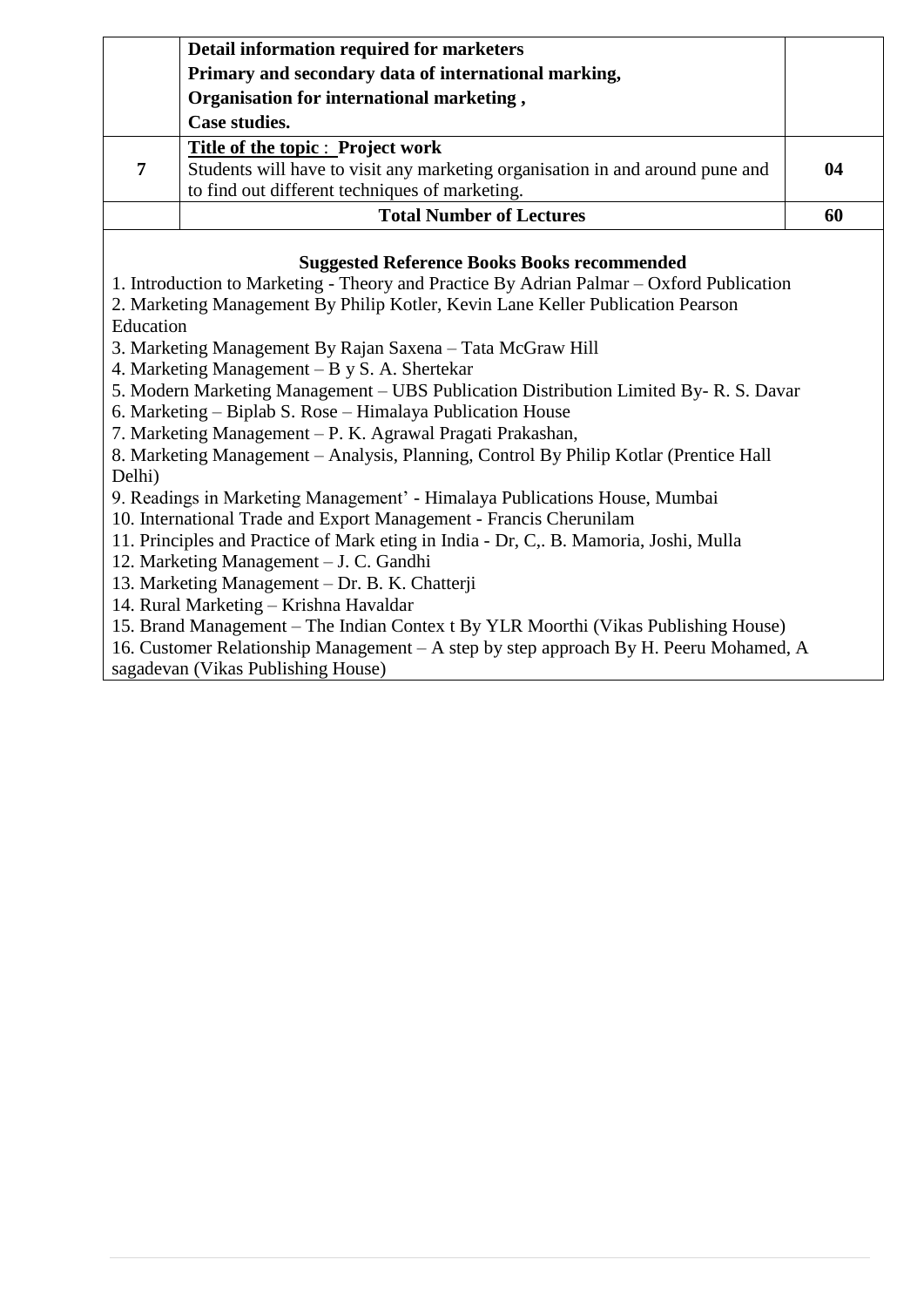|  | **Detail information required for marketers**<br>**Primary and secondary data of international marking,**<br>**Organisation for international marketing ,**<br>**Case studies.** |  |
|---|---|---|
| **7** | **Title of the topic : Project work**<br>Students will have to visit any marketing organisation in and around pune and to find out different techniques of marketing. | **04** |
|  | **Total Number of Lectures** | **60** |

**Suggested Reference Books Books recommended**

1. Introduction to Marketing - Theory and Practice By Adrian Palmar – Oxford Publication
2. Marketing Management By Philip Kotler, Kevin Lane Keller Publication Pearson Education
3. Marketing Management By Rajan Saxena – Tata McGraw Hill
4. Marketing Management – B y S. A. Shertekar
5. Modern Marketing Management – UBS Publication Distribution Limited By- R. S. Davar
6. Marketing – Biplab S. Rose – Himalaya Publication House
7. Marketing Management – P. K. Agrawal Pragati Prakashan,
8. Marketing Management – Analysis, Planning, Control By Philip Kotlar (Prentice Hall Delhi)
9. Readings in Marketing Management' - Himalaya Publications House, Mumbai
10. International Trade and Export Management - Francis Cherunilam
11. Principles and Practice of Mark eting in India - Dr, C,. B. Mamoria, Joshi, Mulla
12. Marketing Management – J. C. Gandhi
13. Marketing Management – Dr. B. K. Chatterji
14. Rural Marketing – Krishna Havaldar
15. Brand Management – The Indian Contex t By YLR Moorthi (Vikas Publishing House)
16. Customer Relationship Management – A step by step approach By H. Peeru Mohamed, A sagadevan (Vikas Publishing House)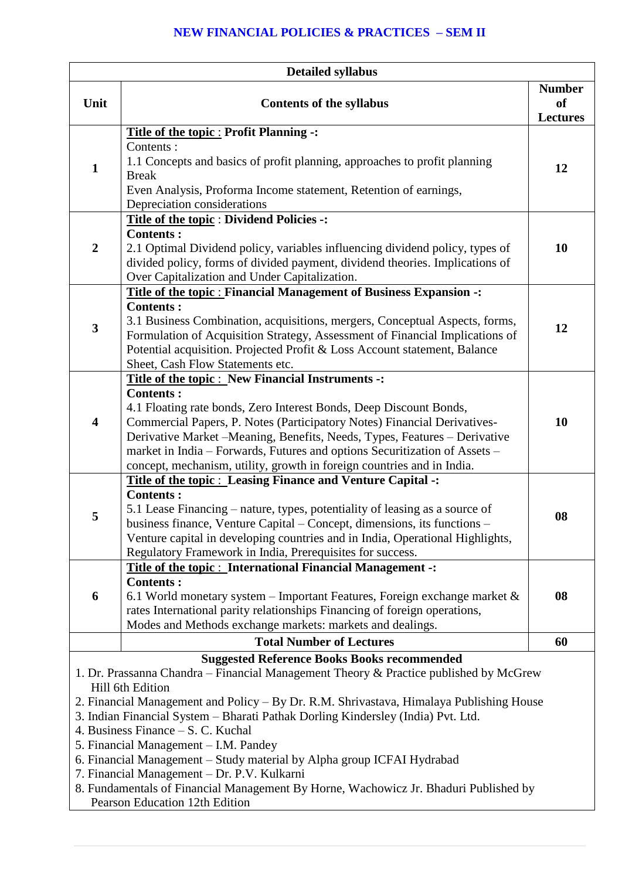# NEW FINANCIAL POLICIES & PRACTICES – SEM II

| Detailed syllabus | | |
|---|---|---|
| **Unit** | **Contents of the syllabus** | **Number of Lectures** |
| **1** | **Title of the topic : Profit Planning -:**<br>Contents :<br>1.1 Concepts and basics of profit planning, approaches to profit planning Break<br>Even Analysis, Proforma Income statement, Retention of earnings, Depreciation considerations | **12** |
| **2** | **Title of the topic : Dividend Policies -:**<br>**Contents :**<br>2.1 Optimal Dividend policy, variables influencing dividend policy, types of divided policy, forms of divided payment, dividend theories. Implications of Over Capitalization and Under Capitalization. | **10** |
| **3** | **Title of the topic : Financial Management of Business Expansion -:**<br>**Contents :**<br>3.1 Business Combination, acquisitions, mergers, Conceptual Aspects, forms, Formulation of Acquisition Strategy, Assessment of Financial Implications of Potential acquisition. Projected Profit & Loss Account statement, Balance Sheet, Cash Flow Statements etc. | **12** |
| **4** | **Title of the topic : New Financial Instruments -:**<br>**Contents :**<br>4.1 Floating rate bonds, Zero Interest Bonds, Deep Discount Bonds, Commercial Papers, P. Notes (Participatory Notes) Financial Derivatives-Derivative Market –Meaning, Benefits, Needs, Types, Features – Derivative market in India – Forwards, Futures and options Securitization of Assets – concept, mechanism, utility, growth in foreign countries and in India. | **10** |
| **5** | **Title of the topic : Leasing Finance and Venture Capital -:**<br>**Contents :**<br>5.1 Lease Financing – nature, types, potentiality of leasing as a source of business finance, Venture Capital – Concept, dimensions, its functions – Venture capital in developing countries and in India, Operational Highlights, Regulatory Framework in India, Prerequisites for success. | **08** |
| **6** | **Title of the topic : International Financial Management -:**<br>**Contents :**<br>6.1 World monetary system – Important Features, Foreign exchange market & rates International parity relationships Financing of foreign operations, Modes and Methods exchange markets: markets and dealings. | **08** |
| | **Total Number of Lectures** | **60** |

**Suggested Reference Books Books recommended**

1. Dr. Prassanna Chandra – Financial Management Theory & Practice published by McGrew Hill 6th Edition
2. Financial Management and Policy – By Dr. R.M. Shrivastava, Himalaya Publishing House
3. Indian Financial System – Bharati Pathak Dorling Kindersley (India) Pvt. Ltd.
4. Business Finance – S. C. Kuchal
5. Financial Management – I.M. Pandey
6. Financial Management – Study material by Alpha group ICFAI Hydrabad
7. Financial Management – Dr. P.V. Kulkarni
8. Fundamentals of Financial Management By Horne, Wachowicz Jr. Bhaduri Published by Pearson Education 12th Edition